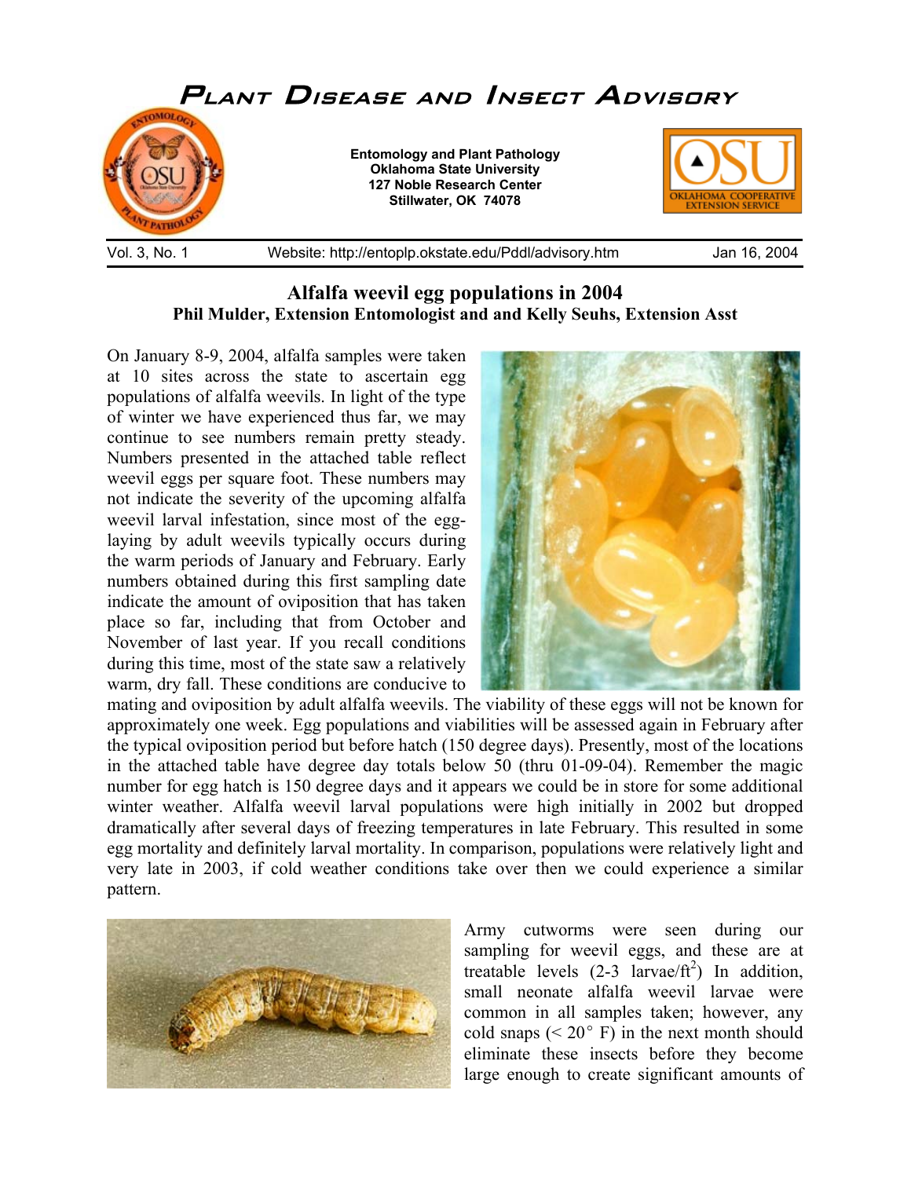# Plant Disease and Insect Advisory

**Entomology and Plant Pathology**
**Oklahoma State University**
**127 Noble Research Center**
**Stillwater, OK 74078**

Vol. 3, No. 1 | Website: http://entoplp.okstate.edu/Pddl/advisory.htm | Jan 16, 2004

## Alfalfa weevil egg populations in 2004

**Phil Mulder, Extension Entomologist and and Kelly Seuhs, Extension Asst**

On January 8-9, 2004, alfalfa samples were taken at 10 sites across the state to ascertain egg populations of alfalfa weevils. In light of the type of winter we have experienced thus far, we may continue to see numbers remain pretty steady. Numbers presented in the attached table reflect weevil eggs per square foot. These numbers may not indicate the severity of the upcoming alfalfa weevil larval infestation, since most of the egg-laying by adult weevils typically occurs during the warm periods of January and February. Early numbers obtained during this first sampling date indicate the amount of oviposition that has taken place so far, including that from October and November of last year. If you recall conditions during this time, most of the state saw a relatively warm, dry fall. These conditions are conducive to mating and oviposition by adult alfalfa weevils. The viability of these eggs will not be known for approximately one week. Egg populations and viabilities will be assessed again in February after the typical oviposition period but before hatch (150 degree days). Presently, most of the locations in the attached table have degree day totals below 50 (thru 01-09-04). Remember the magic number for egg hatch is 150 degree days and it appears we could be in store for some additional winter weather. Alfalfa weevil larval populations were high initially in 2002 but dropped dramatically after several days of freezing temperatures in late February. This resulted in some egg mortality and definitely larval mortality. In comparison, populations were relatively light and very late in 2003, if cold weather conditions take over then we could experience a similar pattern.

Army cutworms were seen during our sampling for weevil eggs, and these are at treatable levels (2-3 larvae/ft$^2$) In addition, small neonate alfalfa weevil larvae were common in all samples taken; however, any cold snaps (< 20° F) in the next month should eliminate these insects before they become large enough to create significant amounts of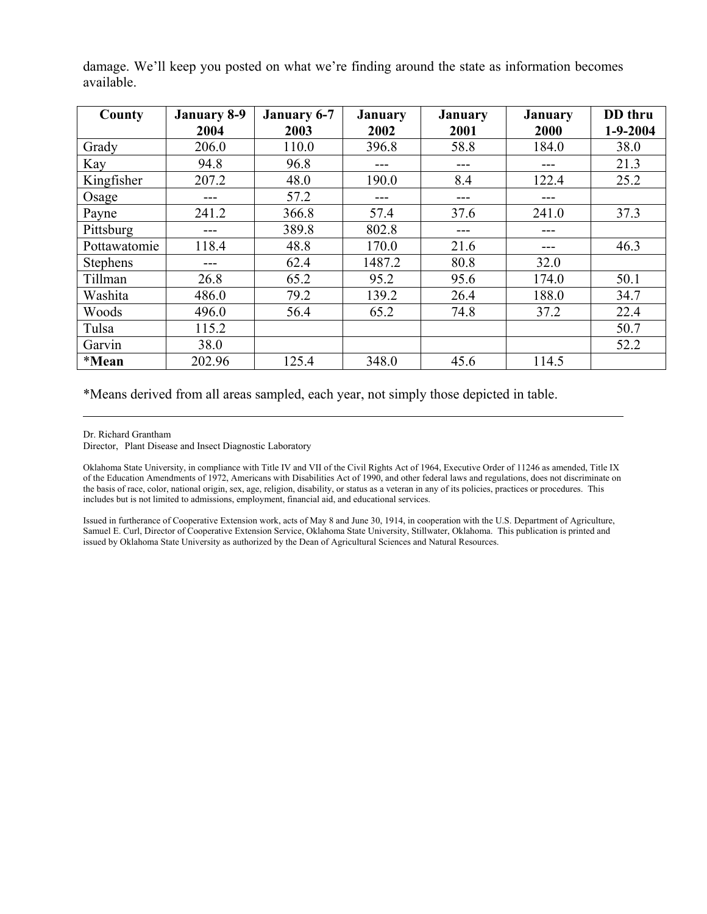damage. We'll keep you posted on what we're finding around the state as information becomes available.

| County | January 8-9 2004 | January 6-7 2003 | January 2002 | January 2001 | January 2000 | DD thru 1-9-2004 |
|---|---|---|---|---|---|---|
| Grady | 206.0 | 110.0 | 396.8 | 58.8 | 184.0 | 38.0 |
| Kay | 94.8 | 96.8 | --- | --- | --- | 21.3 |
| Kingfisher | 207.2 | 48.0 | 190.0 | 8.4 | 122.4 | 25.2 |
| Osage | --- | 57.2 | --- | --- | --- | |
| Payne | 241.2 | 366.8 | 57.4 | 37.6 | 241.0 | 37.3 |
| Pittsburg | --- | 389.8 | 802.8 | --- | --- | |
| Pottawatomie | 118.4 | 48.8 | 170.0 | 21.6 | --- | 46.3 |
| Stephens | --- | 62.4 | 1487.2 | 80.8 | 32.0 | |
| Tillman | 26.8 | 65.2 | 95.2 | 95.6 | 174.0 | 50.1 |
| Washita | 486.0 | 79.2 | 139.2 | 26.4 | 188.0 | 34.7 |
| Woods | 496.0 | 56.4 | 65.2 | 74.8 | 37.2 | 22.4 |
| Tulsa | 115.2 | | | | | 50.7 |
| Garvin | 38.0 | | | | | 52.2 |
| ***Mean** | 202.96 | 125.4 | 348.0 | 45.6 | 114.5 | |

*Means derived from all areas sampled, each year, not simply those depicted in table.

---

Dr. Richard Grantham
Director, Plant Disease and Insect Diagnostic Laboratory

Oklahoma State University, in compliance with Title IV and VII of the Civil Rights Act of 1964, Executive Order of 11246 as amended, Title IX of the Education Amendments of 1972, Americans with Disabilities Act of 1990, and other federal laws and regulations, does not discriminate on the basis of race, color, national origin, sex, age, religion, disability, or status as a veteran in any of its policies, practices or procedures. This includes but is not limited to admissions, employment, financial aid, and educational services.

Issued in furtherance of Cooperative Extension work, acts of May 8 and June 30, 1914, in cooperation with the U.S. Department of Agriculture, Samuel E. Curl, Director of Cooperative Extension Service, Oklahoma State University, Stillwater, Oklahoma. This publication is printed and issued by Oklahoma State University as authorized by the Dean of Agricultural Sciences and Natural Resources.